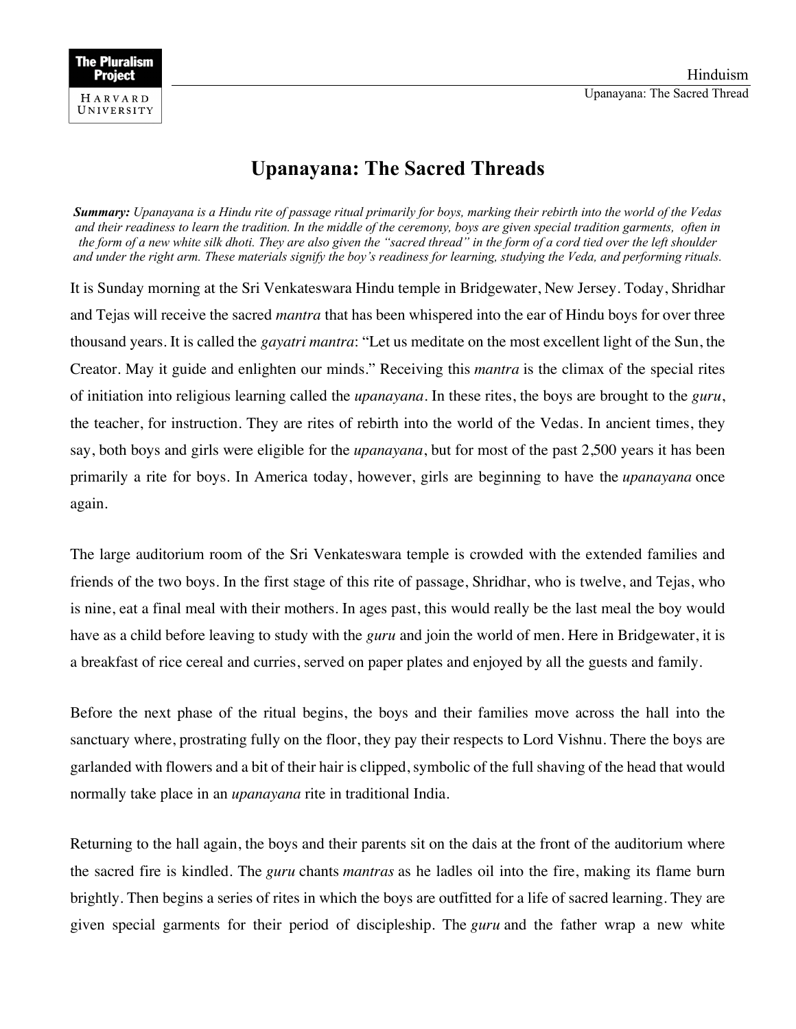# Upanayana: The Sacred Threads

***Summary:** Upanayana is a Hindu rite of passage ritual primarily for boys, marking their rebirth into the world of the Vedas and their readiness to learn the tradition. In the middle of the ceremony, boys are given special tradition garments, often in the form of a new white silk dhoti. They are also given the "sacred thread" in the form of a cord tied over the left shoulder and under the right arm. These materials signify the boy's readiness for learning, studying the Veda, and performing rituals.*

It is Sunday morning at the Sri Venkateswara Hindu temple in Bridgewater, New Jersey. Today, Shridhar and Tejas will receive the sacred *mantra* that has been whispered into the ear of Hindu boys for over three thousand years. It is called the *gayatri mantra*: "Let us meditate on the most excellent light of the Sun, the Creator. May it guide and enlighten our minds." Receiving this *mantra* is the climax of the special rites of initiation into religious learning called the *upanayana*. In these rites, the boys are brought to the *guru*, the teacher, for instruction. They are rites of rebirth into the world of the Vedas. In ancient times, they say, both boys and girls were eligible for the *upanayana*, but for most of the past 2,500 years it has been primarily a rite for boys. In America today, however, girls are beginning to have the *upanayana* once again.

The large auditorium room of the Sri Venkateswara temple is crowded with the extended families and friends of the two boys. In the first stage of this rite of passage, Shridhar, who is twelve, and Tejas, who is nine, eat a final meal with their mothers. In ages past, this would really be the last meal the boy would have as a child before leaving to study with the *guru* and join the world of men. Here in Bridgewater, it is a breakfast of rice cereal and curries, served on paper plates and enjoyed by all the guests and family.

Before the next phase of the ritual begins, the boys and their families move across the hall into the sanctuary where, prostrating fully on the floor, they pay their respects to Lord Vishnu. There the boys are garlanded with flowers and a bit of their hair is clipped, symbolic of the full shaving of the head that would normally take place in an *upanayana* rite in traditional India.

Returning to the hall again, the boys and their parents sit on the dais at the front of the auditorium where the sacred fire is kindled. The *guru* chants *mantras* as he ladles oil into the fire, making its flame burn brightly. Then begins a series of rites in which the boys are outfitted for a life of sacred learning. They are given special garments for their period of discipleship. The *guru* and the father wrap a new white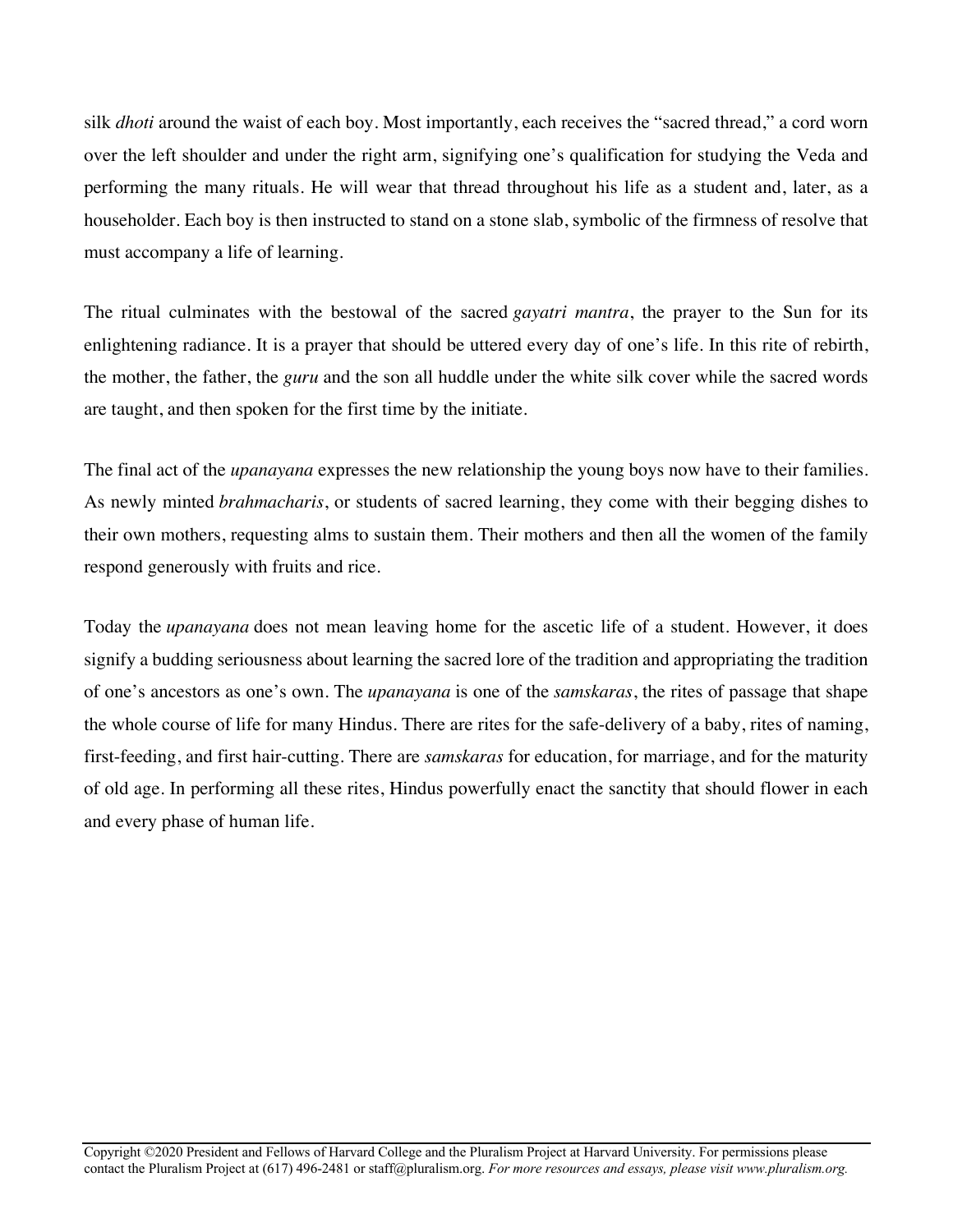silk *dhoti* around the waist of each boy. Most importantly, each receives the "sacred thread," a cord worn over the left shoulder and under the right arm, signifying one's qualification for studying the Veda and performing the many rituals. He will wear that thread throughout his life as a student and, later, as a householder. Each boy is then instructed to stand on a stone slab, symbolic of the firmness of resolve that must accompany a life of learning.

The ritual culminates with the bestowal of the sacred *gayatri mantra*, the prayer to the Sun for its enlightening radiance. It is a prayer that should be uttered every day of one's life. In this rite of rebirth, the mother, the father, the *guru* and the son all huddle under the white silk cover while the sacred words are taught, and then spoken for the first time by the initiate.

The final act of the *upanayana* expresses the new relationship the young boys now have to their families. As newly minted *brahmacharis*, or students of sacred learning, they come with their begging dishes to their own mothers, requesting alms to sustain them. Their mothers and then all the women of the family respond generously with fruits and rice.

Today the *upanayana* does not mean leaving home for the ascetic life of a student. However, it does signify a budding seriousness about learning the sacred lore of the tradition and appropriating the tradition of one's ancestors as one's own. The *upanayana* is one of the *samskaras*, the rites of passage that shape the whole course of life for many Hindus. There are rites for the safe-delivery of a baby, rites of naming, first-feeding, and first hair-cutting. There are *samskaras* for education, for marriage, and for the maturity of old age. In performing all these rites, Hindus powerfully enact the sanctity that should flower in each and every phase of human life.

Copyright ©2020 President and Fellows of Harvard College and the Pluralism Project at Harvard University. For permissions please contact the Pluralism Project at (617) 496-2481 or staff@pluralism.org. *For more resources and essays, please visit www.pluralism.org.*